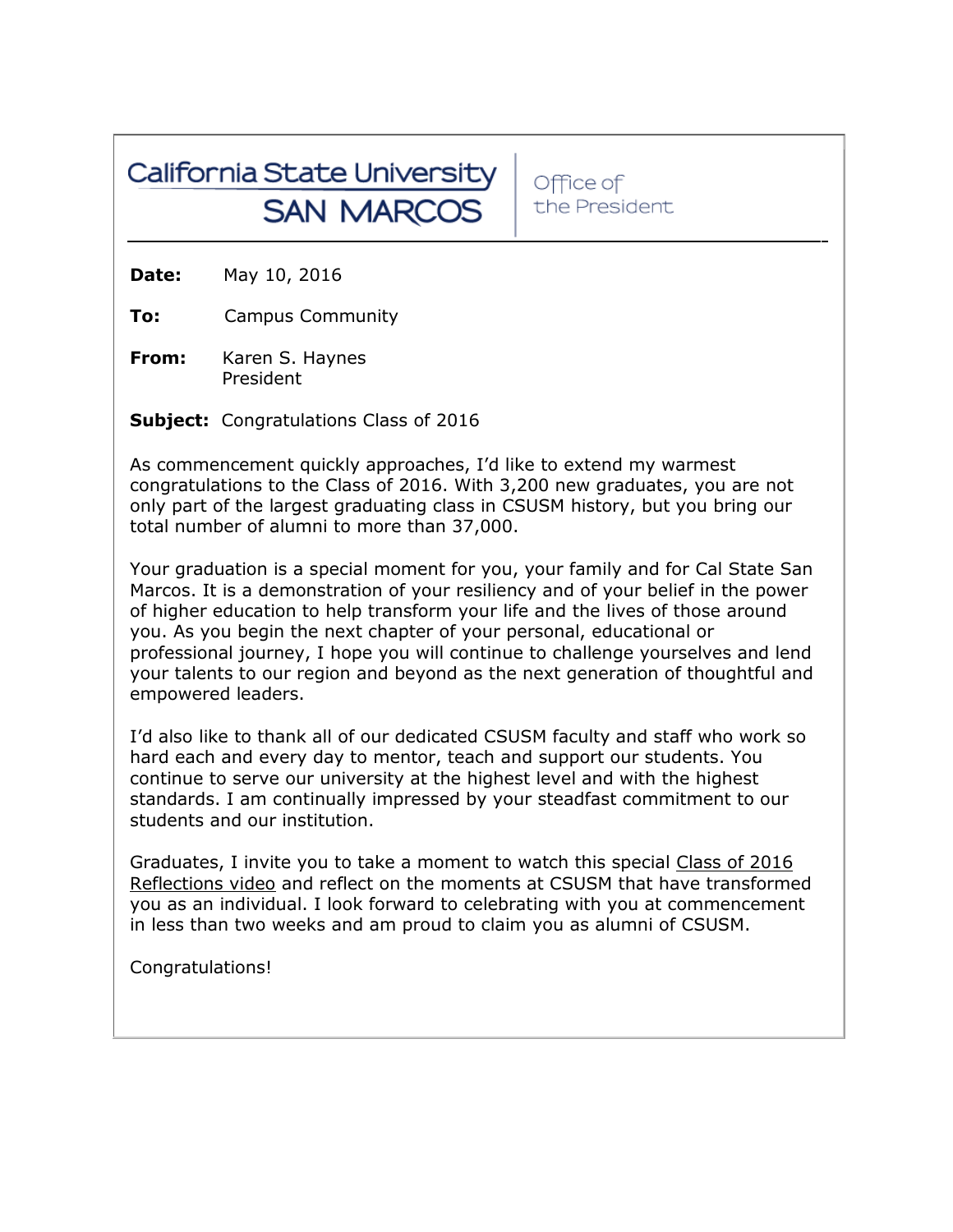California State University
SAN MARCOS

Office of the President

**Date:** May 10, 2016

**To:** Campus Community

**From:** Karen S. Haynes
President

**Subject:** Congratulations Class of 2016

As commencement quickly approaches, I'd like to extend my warmest congratulations to the Class of 2016. With 3,200 new graduates, you are not only part of the largest graduating class in CSUSM history, but you bring our total number of alumni to more than 37,000.

Your graduation is a special moment for you, your family and for Cal State San Marcos. It is a demonstration of your resiliency and of your belief in the power of higher education to help transform your life and the lives of those around you. As you begin the next chapter of your personal, educational or professional journey, I hope you will continue to challenge yourselves and lend your talents to our region and beyond as the next generation of thoughtful and empowered leaders.

I'd also like to thank all of our dedicated CSUSM faculty and staff who work so hard each and every day to mentor, teach and support our students. You continue to serve our university at the highest level and with the highest standards. I am continually impressed by your steadfast commitment to our students and our institution.

Graduates, I invite you to take a moment to watch this special Class of 2016 Reflections video and reflect on the moments at CSUSM that have transformed you as an individual. I look forward to celebrating with you at commencement in less than two weeks and am proud to claim you as alumni of CSUSM.

Congratulations!